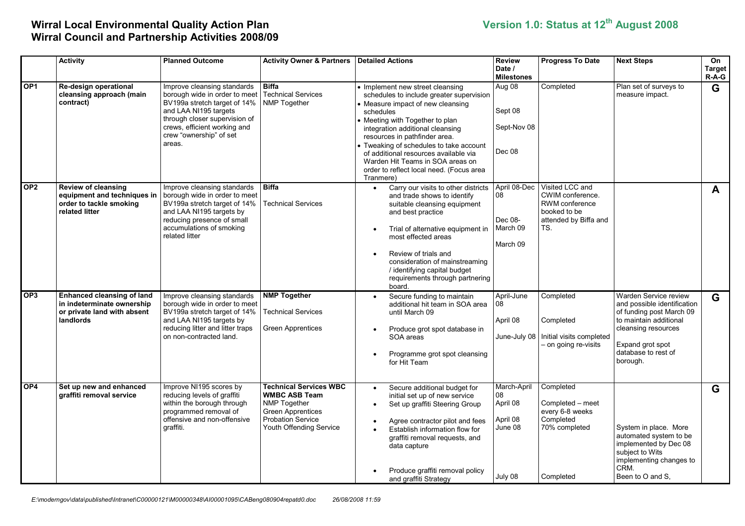# Wirral Local Environmental Quality Action Plan
# Wirral Council and Partnership Activities 2008/09

## Version 1.0: Status at 12th August 2008

| | Activity | Planned Outcome | Activity Owner & Partners | Detailed Actions | Review Date / Milestones | Progress To Date | Next Steps | On Target R-A-G |
|---|---|---|---|---|---|---|---|---|
| OP1 | **Re-design operational cleansing approach (main contract)** | Improve cleansing standards borough wide in order to meet BV199a stretch target of 14% and LAA NI195 targets through closer supervision of crews, efficient working and crew "ownership" of set areas. | **Biffa**<br>Technical Services<br>NMP Together | • Implement new street cleansing schedules to include greater supervision<br>• Measure impact of new cleansing schedules<br>• Meeting with Together to plan integration additional cleansing resources in pathfinder area.<br>• Tweaking of schedules to take account of additional resources available via Warden Hit Teams in SOA areas on order to reflect local need. (Focus area Tranmere) | Aug 08<br><br>Sept 08<br><br>Sept-Nov 08<br><br>Dec 08 | Completed | Plan set of surveys to measure impact. | **G** |
| OP2 | **Review of cleansing equipment and techniques in order to tackle smoking related litter** | Improve cleansing standards borough wide in order to meet BV199a stretch target of 14% and LAA NI195 targets by reducing presence of small accumulations of smoking related litter | **Biffa**<br><br>Technical Services | • Carry our visits to other districts and trade shows to identify suitable cleansing equipment and best practice<br>• Trial of alternative equipment in most effected areas<br>• Review of trials and consideration of mainstreaming / identifying capital budget requirements through partnering board. | April 08-Dec 08<br><br>Dec 08-March 09<br><br>March 09 | Visited LCC and CWIM conference. RWM conference booked to be attended by Biffa and TS. | | **A** |
| OP3 | **Enhanced cleansing of land in indeterminate ownership or private land with absent landlords** | Improve cleansing standards borough wide in order to meet BV199a stretch target of 14% and LAA NI195 targets by reducing litter and litter traps on non-contracted land. | **NMP Together**<br><br>Technical Services<br><br>Green Apprentices | • Secure funding to maintain additional hit team in SOA area until March 09<br>• Produce grot spot database in SOA areas<br>• Programme grot spot cleansing for Hit Team | April-June 08<br><br>April 08<br><br>June-July 08 | Completed<br><br>Completed<br><br>Initial visits completed – on going re-visits | Warden Service review and possible identification of funding post March 09 to maintain additional cleansing resources<br><br>Expand grot spot database to rest of borough. | **G** |
| OP4 | **Set up new and enhanced graffiti removal service** | Improve NI195 scores by reducing levels of graffiti within the borough through programmed removal of offensive and non-offensive graffiti. | **Technical Services WBC**<br>**WMBC ASB Team**<br>NMP Together<br>Green Apprentices<br>Probation Service<br>Youth Offending Service | • Secure additional budget for initial set up of new service<br>• Set up graffiti Steering Group<br>• Agree contractor pilot and fees<br>• Establish information flow for graffiti removal requests, and data capture<br>• Produce graffiti removal policy and graffiti Strategy | March-April 08<br>April 08<br><br>April 08<br>June 08<br><br>July 08 | Completed<br><br>Completed – meet every 6-8 weeks<br>Completed<br>70% completed<br><br>Completed | System in place. More automated system to be implemented by Dec 08 subject to Wits implementing changes to CRM.<br>Been to O and S, | **G** |

E:\moderngov\data\published\Intranet\C00000121\M00000348\AI00001095\CABeng080904repatd0.doc 26/08/2008 11:59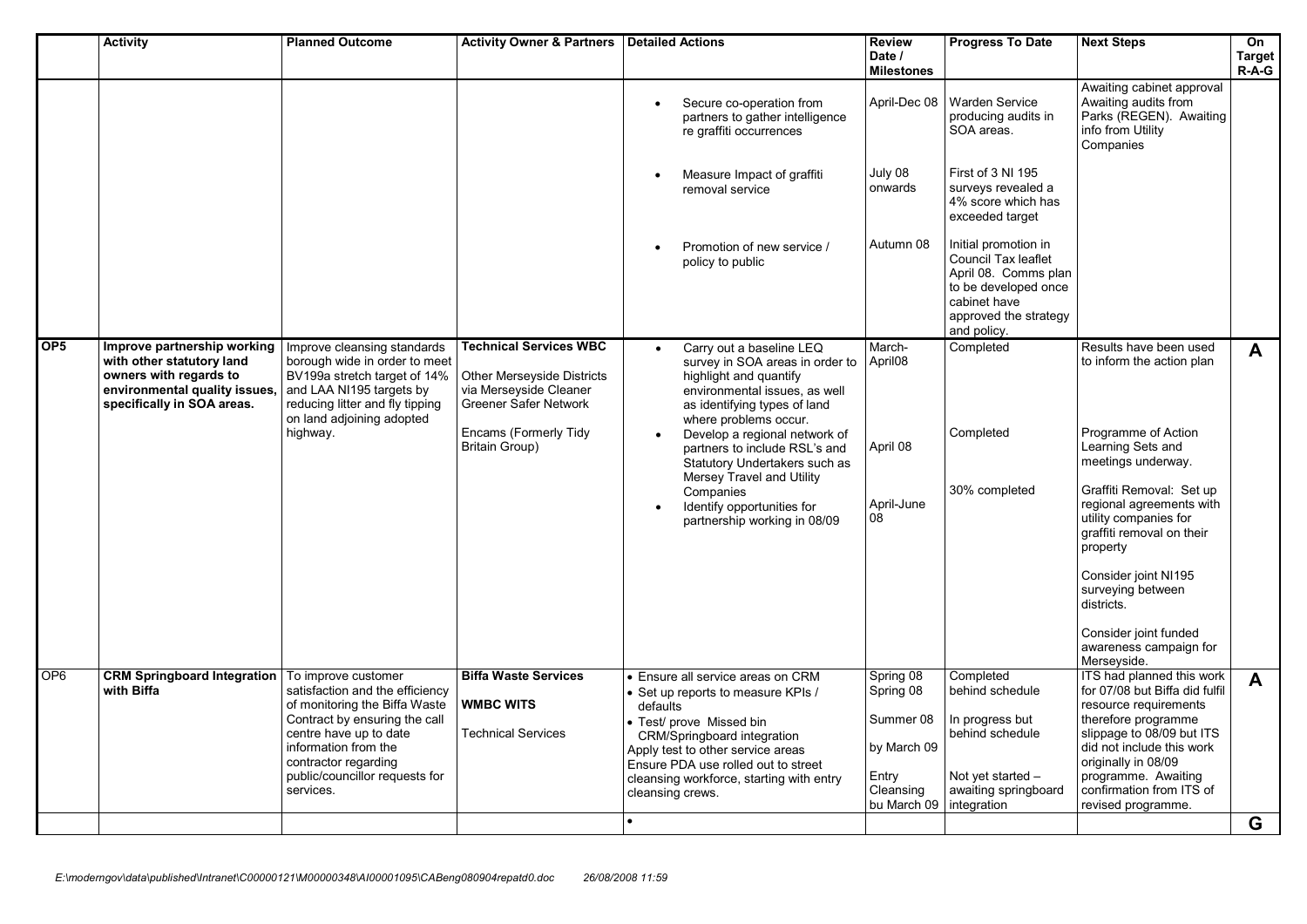| | Activity | Planned Outcome | Activity Owner & Partners | Detailed Actions | Review Date / Milestones | Progress To Date | Next Steps | On Target R-A-G |
|---|---|---|---|---|---|---|---|---|
| | | | | • Secure co-operation from partners to gather intelligence re graffiti occurrences<br><br>• Measure Impact of graffiti removal service<br><br>• Promotion of new service / policy to public | April-Dec 08<br><br>July 08 onwards<br><br>Autumn 08 | Warden Service producing audits in SOA areas.<br><br>First of 3 NI 195 surveys revealed a 4% score which has exceeded target<br><br>Initial promotion in Council Tax leaflet April 08. Comms plan to be developed once cabinet have approved the strategy and policy. | Awaiting cabinet approval Awaiting audits from Parks (REGEN). Awaiting info from Utility Companies | |
| OP5 | **Improve partnership working with other statutory land owners with regards to environmental quality issues, specifically in SOA areas.** | Improve cleansing standards borough wide in order to meet BV199a stretch target of 14% and LAA NI195 targets by reducing litter and fly tipping on land adjoining adopted highway. | **Technical Services WBC**<br><br>Other Merseyside Districts via Merseyside Cleaner Greener Safer Network<br><br>Encams (Formerly Tidy Britain Group) | • Carry out a baseline LEQ survey in SOA areas in order to highlight and quantify environmental issues, as well as identifying types of land where problems occur.<br>• Develop a regional network of partners to include RSL's and Statutory Undertakers such as Mersey Travel and Utility Companies<br>• Identify opportunities for partnership working in 08/09 | March-April08<br><br>April 08<br><br>April-June 08 | Completed<br><br>Completed<br><br>30% completed | Results have been used to inform the action plan<br><br>Programme of Action Learning Sets and meetings underway.<br><br>Graffiti Removal: Set up regional agreements with utility companies for graffiti removal on their property<br><br>Consider joint NI195 surveying between districts.<br><br>Consider joint funded awareness campaign for Merseyside. | **A** |
| OP6 | **CRM Springboard Integration with Biffa** | To improve customer satisfaction and the efficiency of monitoring the Biffa Waste Contract by ensuring the call centre have up to date information from the contractor regarding public/councillor requests for services. | **Biffa Waste Services**<br><br>**WMBC WITS**<br><br>Technical Services | • Ensure all service areas on CRM<br>• Set up reports to measure KPIs / defaults<br>• Test/ prove Missed bin CRM/Springboard integration<br>Apply test to other service areas<br>Ensure PDA use rolled out to street cleansing workforce, starting with entry cleansing crews. | Spring 08<br>Spring 08<br><br>Summer 08<br><br>by March 09<br><br>Entry Cleansing bu March 09 | Completed<br>behind schedule<br><br>In progress but behind schedule<br><br>Not yet started – awaiting springboard integration | ITS had planned this work for 07/08 but Biffa did fulfil resource requirements therefore programme slippage to 08/09 but ITS did not include this work originally in 08/09 programme. Awaiting confirmation from ITS of revised programme. | **A** |
| | | | | • | | | | **G** |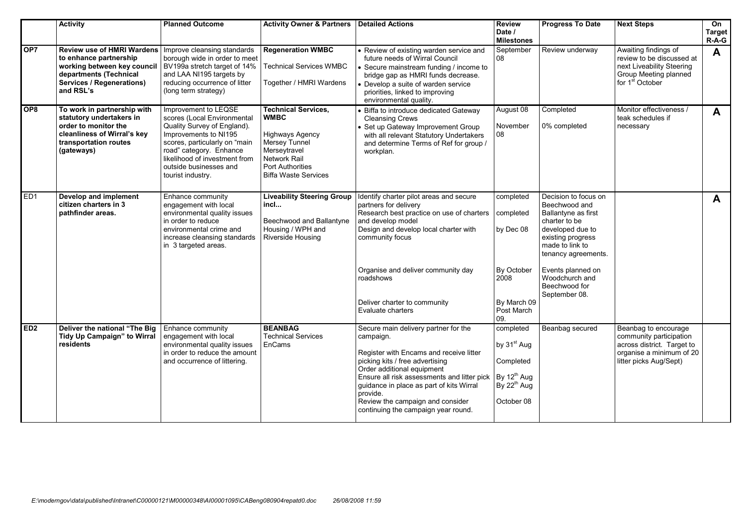| | Activity | Planned Outcome | Activity Owner & Partners | Detailed Actions | Review Date / Milestones | Progress To Date | Next Steps | On Target R-A-G |
|---|---|---|---|---|---|---|---|---|
| **OP7** | **Review use of HMRI Wardens to enhance partnership working between key council departments (Technical Services / Regenerations) and RSL's** | Improve cleansing standards borough wide in order to meet BV199a stretch target of 14% and LAA NI195 targets by reducing occurrence of litter (long term strategy) | **Regeneration WMBC**<br><br>Technical Services WMBC<br><br>Together / HMRI Wardens | • Review of existing warden service and future needs of Wirral Council<br>• Secure mainstream funding / income to bridge gap as HMRI funds decrease.<br>• Develop a suite of warden service priorities, linked to improving environmental quality. | September 08 | Review underway | Awaiting findings of review to be discussed at next Liveability Steering Group Meeting planned for 1st October | **A** |
| **OP8** | **To work in partnership with statutory undertakers in order to monitor the cleanliness of Wirral's key transportation routes (gateways)** | Improvement to LEQSE scores (Local Environmental Quality Survey of England). Improvements to NI195 scores, particularly on "main road" category. Enhance likelihood of investment from outside businesses and tourist industry. | **Technical Services, WMBC**<br><br>Highways Agency<br>Mersey Tunnel<br>Merseytravel<br>Network Rail<br>Port Authorities<br>Biffa Waste Services | • Biffa to introduce dedicated Gateway Cleansing Crews<br>• Set up Gateway Improvement Group with all relevant Statutory Undertakers and determine Terms of Ref for group / workplan. | August 08<br><br>November 08 | Completed<br><br>0% completed | Monitor effectiveness / teak schedules if necessary | **A** |
| ED1 | **Develop and implement citizen charters in 3 pathfinder areas.** | Enhance community engagement with local environmental quality issues in order to reduce environmental crime and increase cleansing standards in 3 targeted areas. | **Liveability Steering Group incl...**<br><br>Beechwood and Ballantyne Housing / WPH and Riverside Housing | Identify charter pilot areas and secure partners for delivery<br>Research best practice on use of charters and develop model<br>Design and develop local charter with community focus<br><br>Organise and deliver community day roadshows<br><br>Deliver charter to community<br>Evaluate charters | completed<br><br>completed<br><br>by Dec 08<br><br>By October 2008<br><br>By March 09<br>Post March 09. | Decision to focus on Beechwood and Ballantyne as first charter to be developed due to existing progress made to link to tenancy agreements.<br><br>Events planned on Woodchurch and Beechwood for September 08. | | **A** |
| **ED2** | **Deliver the national "The Big Tidy Up Campaign" to Wirral residents** | Enhance community engagement with local environmental quality issues in order to reduce the amount and occurrence of littering. | **BEANBAG**<br>Technical Services<br>EnCams | Secure main delivery partner for the campaign.<br><br>Register with Encams and receive litter picking kits / free advertising<br>Order additional equipment<br>Ensure all risk assessments and litter pick guidance in place as part of kits Wirral provide.<br>Review the campaign and consider continuing the campaign year round. | completed<br><br>by 31st Aug<br><br>Completed<br><br>By 12th Aug<br>By 22th Aug<br><br>October 08 | Beanbag secured | Beanbag to encourage community participation across district. Target to organise a minimum of 20 litter picks Aug/Sept) | |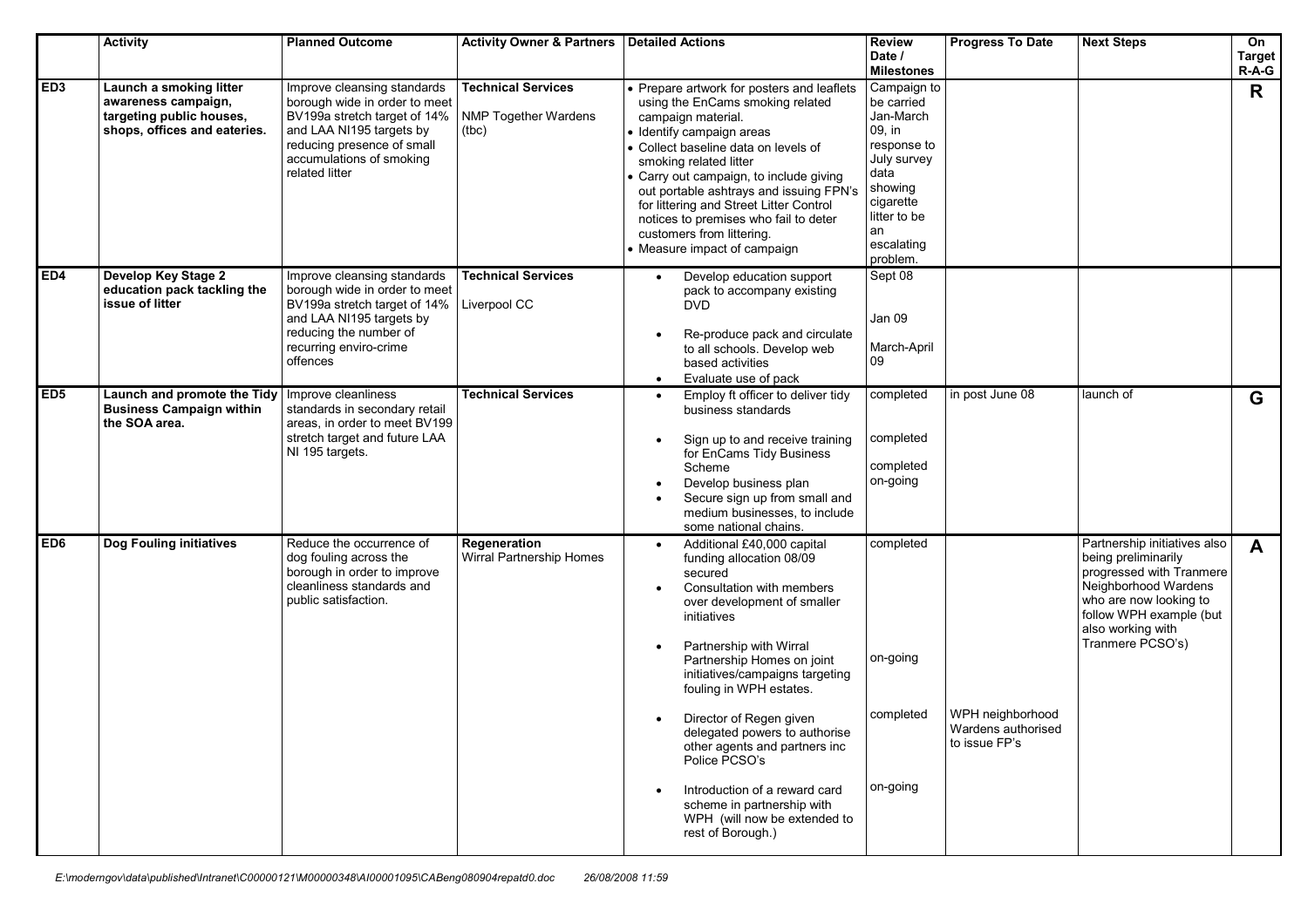| | Activity | Planned Outcome | Activity Owner & Partners | Detailed Actions | Review Date / Milestones | Progress To Date | Next Steps | On Target R-A-G |
|---|---|---|---|---|---|---|---|---|
| ED3 | **Launch a smoking litter awareness campaign, targeting public houses, shops, offices and eateries.** | Improve cleansing standards borough wide in order to meet BV199a stretch target of 14% and LAA NI195 targets by reducing presence of small accumulations of smoking related litter | **Technical Services**<br><br>NMP Together Wardens (tbc) | • Prepare artwork for posters and leaflets using the EnCams smoking related campaign material.<br>• Identify campaign areas<br>• Collect baseline data on levels of smoking related litter<br>• Carry out campaign, to include giving out portable ashtrays and issuing FPN's for littering and Street Litter Control notices to premises who fail to deter customers from littering.<br>• Measure impact of campaign | Campaign to be carried Jan-March 09, in response to July survey data showing cigarette litter to be an escalating problem. | | | **R** |
| ED4 | **Develop Key Stage 2 education pack tackling the issue of litter** | Improve cleansing standards borough wide in order to meet BV199a stretch target of 14% and LAA NI195 targets by reducing the number of recurring enviro-crime offences | **Technical Services**<br><br>Liverpool CC | • Develop education support pack to accompany existing DVD<br>• Re-produce pack and circulate to all schools. Develop web based activities<br>• Evaluate use of pack | Sept 08<br><br>Jan 09<br><br>March-April 09 | | | |
| ED5 | **Launch and promote the Tidy Business Campaign within the SOA area.** | Improve cleanliness standards in secondary retail areas, in order to meet BV199 stretch target and future LAA NI 195 targets. | **Technical Services** | • Employ ft officer to deliver tidy business standards<br>• Sign up to and receive training for EnCams Tidy Business Scheme<br>• Develop business plan<br>• Secure sign up from small and medium businesses, to include some national chains. | completed<br><br>completed<br><br>completed<br>on-going | in post June 08 | launch of | **G** |
| ED6 | **Dog Fouling initiatives** | Reduce the occurrence of dog fouling across the borough in order to improve cleanliness standards and public satisfaction. | **Regeneration**<br>Wirral Partnership Homes | • Additional £40,000 capital funding allocation 08/09 secured<br>• Consultation with members over development of smaller initiatives<br>• Partnership with Wirral Partnership Homes on joint initiatives/campaigns targeting fouling in WPH estates.<br>• Director of Regen given delegated powers to authorise other agents and partners inc Police PCSO's<br>• Introduction of a reward card scheme in partnership with WPH (will now be extended to rest of Borough.) | completed<br><br>on-going<br><br>completed<br><br>on-going | WPH neighborhood Wardens authorised to issue FP's | Partnership initiatives also being preliminarily progressed with Tranmere Neighborhood Wardens who are now looking to follow WPH example (but also working with Tranmere PCSO's) | **A** |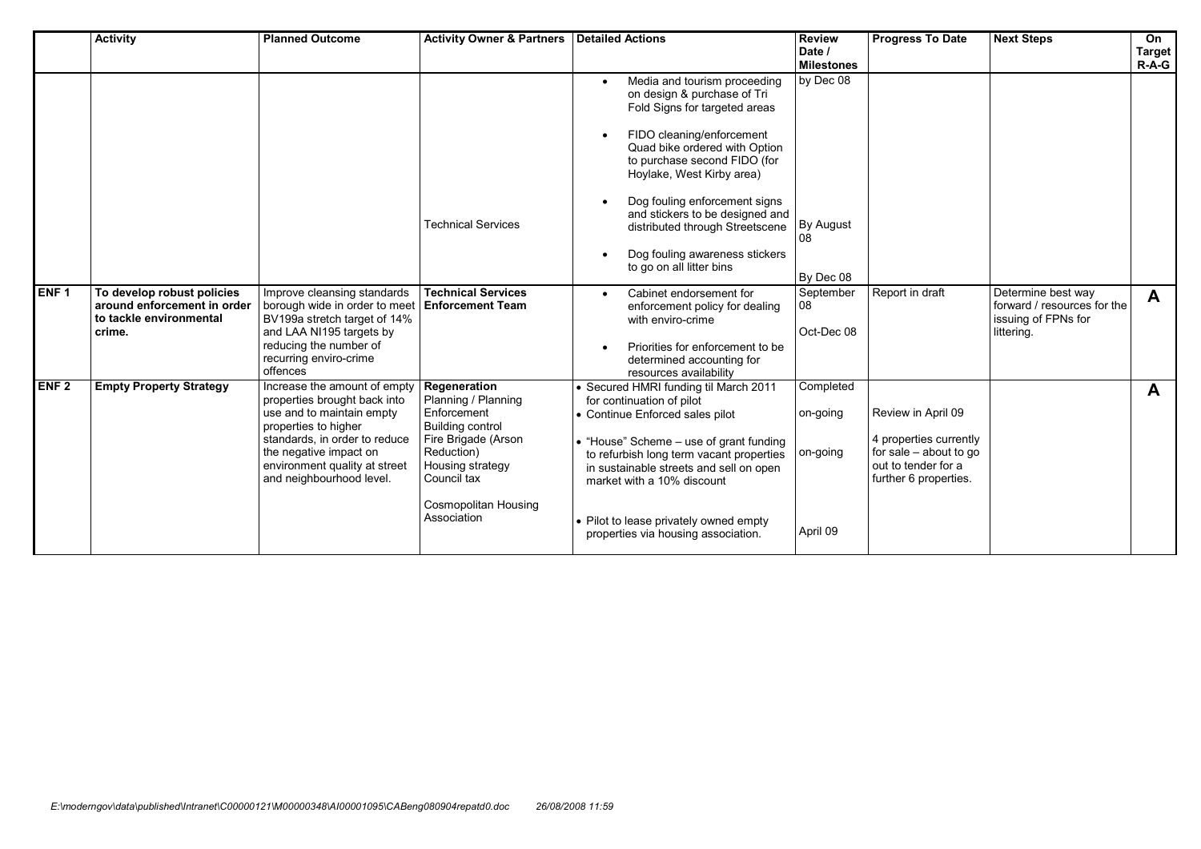| | Activity | Planned Outcome | Activity Owner & Partners | Detailed Actions | Review Date / Milestones | Progress To Date | Next Steps | On Target R-A-G |
|---|---|---|---|---|---|---|---|---|
| | | | Technical Services | • Media and tourism proceeding on design & purchase of Tri Fold Signs for targeted areas<br>• FIDO cleaning/enforcement Quad bike ordered with Option to purchase second FIDO (for Hoylake, West Kirby area)<br>• Dog fouling enforcement signs and stickers to be designed and distributed through Streetscene<br>• Dog fouling awareness stickers to go on all litter bins | by Dec 08<br><br>By August 08<br><br>By Dec 08 | | | |
| ENF 1 | **To develop robust policies around enforcement in order to tackle environmental crime.** | Improve cleansing standards borough wide in order to meet BV199a stretch target of 14% and LAA NI195 targets by reducing the number of recurring enviro-crime offences | **Technical Services Enforcement Team** | • Cabinet endorsement for enforcement policy for dealing with enviro-crime<br>• Priorities for enforcement to be determined accounting for resources availability | September 08<br><br>Oct-Dec 08 | Report in draft | Determine best way forward / resources for the issuing of FPNs for littering. | **A** |
| ENF 2 | **Empty Property Strategy** | Increase the amount of empty properties brought back into use and to maintain empty properties to higher standards, in order to reduce the negative impact on environment quality at street and neighbourhood level. | **Regeneration**<br>Planning / Planning Enforcement<br>Building control<br>Fire Brigade (Arson Reduction)<br>Housing strategy<br>Council tax<br><br>Cosmopolitan Housing Association | • Secured HMRI funding til March 2011 for continuation of pilot<br>• Continue Enforced sales pilot<br>• "House" Scheme – use of grant funding to refurbish long term vacant properties in sustainable streets and sell on open market with a 10% discount<br>• Pilot to lease privately owned empty properties via housing association. | Completed<br><br>on-going<br><br>on-going<br><br>April 09 | Review in April 09<br><br>4 properties currently for sale – about to go out to tender for a further 6 properties. | | **A** |

*E:\moderngov\data\published\Intranet\C00000121\M00000348\AI00001095\CABeng080904repatd0.doc 26/08/2008 11:59*